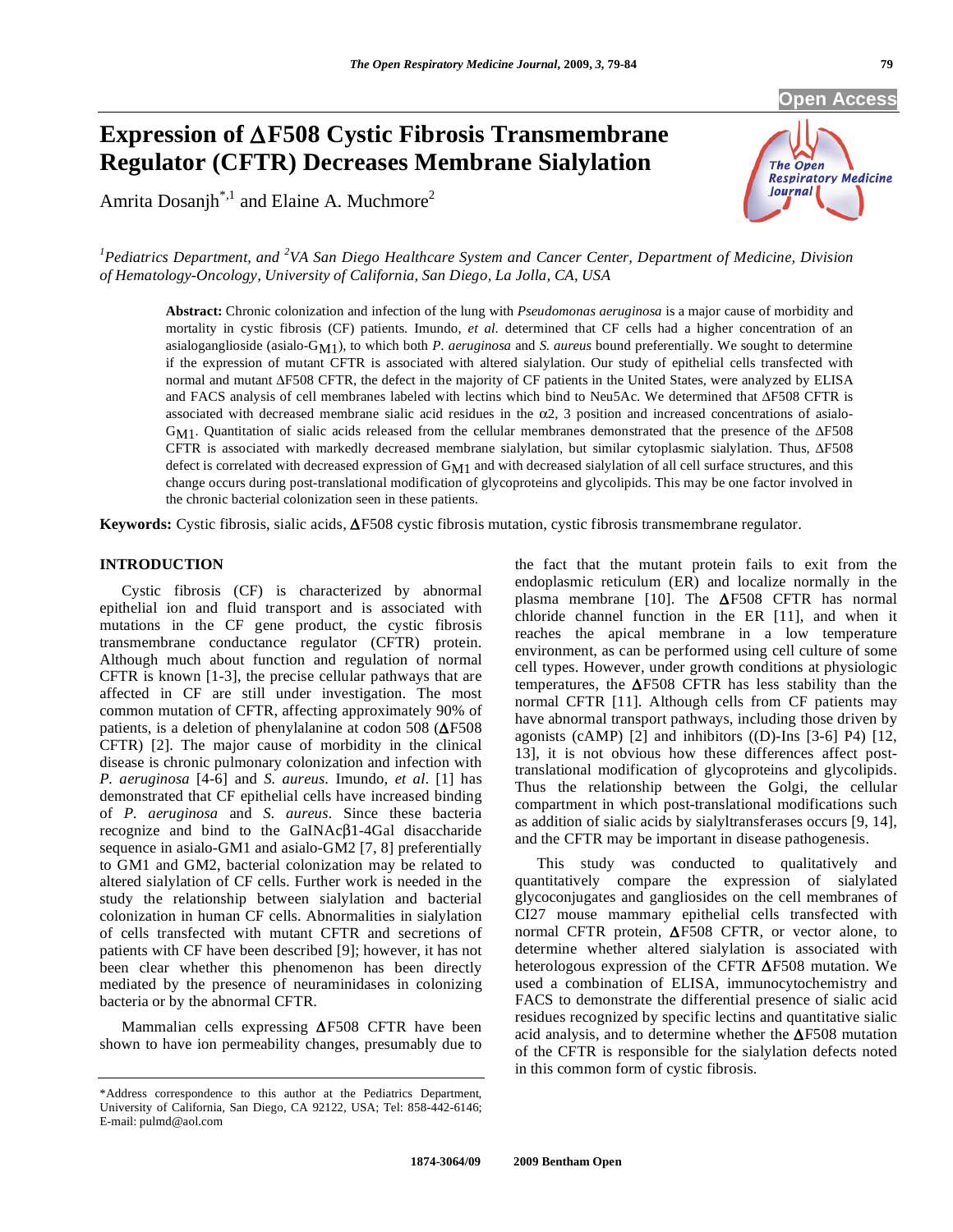# Expression of ΔF508 Cystic Fibrosis Transmembrane Regulator (CFTR) Decreases Membrane Sialylation

Amrita Dosanjh[*,1] and Elaine A. Muchmore[2]

[1]Pediatrics Department, and [2]VA San Diego Healthcare System and Cancer Center, Department of Medicine, Division of Hematology-Oncology, University of California, San Diego, La Jolla, CA, USA

**Abstract:** Chronic colonization and infection of the lung with *Pseudomonas aeruginosa* is a major cause of morbidity and mortality in cystic fibrosis (CF) patients. Imundo, *et al.* determined that CF cells had a higher concentration of an asialoganglioside (asialo-$G_{M1}$), to which both *P. aeruginosa* and *S. aureus* bound preferentially. We sought to determine if the expression of mutant CFTR is associated with altered sialylation. Our study of epithelial cells transfected with normal and mutant ΔF508 CFTR, the defect in the majority of CF patients in the United States, were analyzed by ELISA and FACS analysis of cell membranes labeled with lectins which bind to Neu5Ac. We determined that ΔF508 CFTR is associated with decreased membrane sialic acid residues in the α2, 3 position and increased concentrations of asialo-$G_{M1}$. Quantitation of sialic acids released from the cellular membranes demonstrated that the presence of the ΔF508 CFTR is associated with markedly decreased membrane sialylation, but similar cytoplasmic sialylation. Thus, ΔF508 defect is correlated with decreased expression of $G_{M1}$ and with decreased sialylation of all cell surface structures, and this change occurs during post-translational modification of glycoproteins and glycolipids. This may be one factor involved in the chronic bacterial colonization seen in these patients.

**Keywords:** Cystic fibrosis, sialic acids, ΔF508 cystic fibrosis mutation, cystic fibrosis transmembrane regulator.

## INTRODUCTION

Cystic fibrosis (CF) is characterized by abnormal epithelial ion and fluid transport and is associated with mutations in the CF gene product, the cystic fibrosis transmembrane conductance regulator (CFTR) protein. Although much about function and regulation of normal CFTR is known [1-3], the precise cellular pathways that are affected in CF are still under investigation. The most common mutation of CFTR, affecting approximately 90% of patients, is a deletion of phenylalanine at codon 508 (ΔF508 CFTR) [2]. The major cause of morbidity in the clinical disease is chronic pulmonary colonization and infection with *P. aeruginosa* [4-6] and *S. aureus*. Imundo, *et al*. [1] has demonstrated that CF epithelial cells have increased binding of *P. aeruginosa* and *S. aureus*. Since these bacteria recognize and bind to the GalNAcβ1-4Gal disaccharide sequence in asialo-GM1 and asialo-GM2 [7, 8] preferentially to GM1 and GM2, bacterial colonization may be related to altered sialylation of CF cells. Further work is needed in the study the relationship between sialylation and bacterial colonization in human CF cells. Abnormalities in sialylation of cells transfected with mutant CFTR and secretions of patients with CF have been described [9]; however, it has not been clear whether this phenomenon has been directly mediated by the presence of neuraminidases in colonizing bacteria or by the abnormal CFTR.

Mammalian cells expressing ΔF508 CFTR have been shown to have ion permeability changes, presumably due to the fact that the mutant protein fails to exit from the endoplasmic reticulum (ER) and localize normally in the plasma membrane [10]. The ΔF508 CFTR has normal chloride channel function in the ER [11], and when it reaches the apical membrane in a low temperature environment, as can be performed using cell culture of some cell types. However, under growth conditions at physiologic temperatures, the ΔF508 CFTR has less stability than the normal CFTR [11]. Although cells from CF patients may have abnormal transport pathways, including those driven by agonists (cAMP) [2] and inhibitors ((D)-Ins [3-6] P4) [12, 13], it is not obvious how these differences affect post-translational modification of glycoproteins and glycolipids. Thus the relationship between the Golgi, the cellular compartment in which post-translational modifications such as addition of sialic acids by sialyltransferases occurs [9, 14], and the CFTR may be important in disease pathogenesis.

This study was conducted to qualitatively and quantitatively compare the expression of sialylated glycoconjugates and gangliosides on the cell membranes of CI27 mouse mammary epithelial cells transfected with normal CFTR protein, ΔF508 CFTR, or vector alone, to determine whether altered sialylation is associated with heterologous expression of the CFTR ΔF508 mutation. We used a combination of ELISA, immunocytochemistry and FACS to demonstrate the differential presence of sialic acid residues recognized by specific lectins and quantitative sialic acid analysis, and to determine whether the ΔF508 mutation of the CFTR is responsible for the sialylation defects noted in this common form of cystic fibrosis.

*Address correspondence to this author at the Pediatrics Department, University of California, San Diego, CA 92122, USA; Tel: 858-442-6146; E-mail: pulmd@aol.com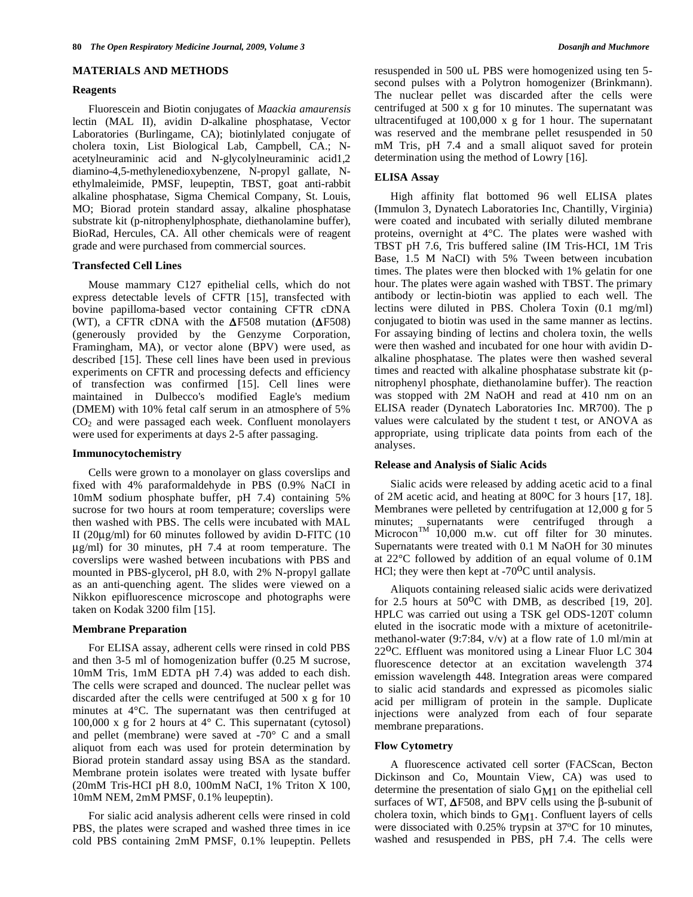## MATERIALS AND METHODS

### Reagents

Fluorescein and Biotin conjugates of *Maackia amaurensis* lectin (MAL II), avidin D-alkaline phosphatase, Vector Laboratories (Burlingame, CA); biotinlylated conjugate of cholera toxin, List Biological Lab, Campbell, CA.; N-acetylneuraminic acid and N-glycolylneuraminic acid1,2 diamino-4,5-methylenedioxybenzene, N-propyl gallate, N-ethylmaleimide, PMSF, leupeptin, TBST, goat anti-rabbit alkaline phosphatase, Sigma Chemical Company, St. Louis, MO; Biorad protein standard assay, alkaline phosphatase substrate kit (p-nitrophenylphosphate, diethanolamine buffer), BioRad, Hercules, CA. All other chemicals were of reagent grade and were purchased from commercial sources.

### Transfected Cell Lines

Mouse mammary C127 epithelial cells, which do not express detectable levels of CFTR [15], transfected with bovine papilloma-based vector containing CFTR cDNA (WT), a CFTR cDNA with the ΔF508 mutation (ΔF508) (generously provided by the Genzyme Corporation, Framingham, MA), or vector alone (BPV) were used, as described [15]. These cell lines have been used in previous experiments on CFTR and processing defects and efficiency of transfection was confirmed [15]. Cell lines were maintained in Dulbecco's modified Eagle's medium (DMEM) with 10% fetal calf serum in an atmosphere of 5% $CO_2$ and were passaged each week. Confluent monolayers were used for experiments at days 2-5 after passaging.

### Immunocytochemistry

Cells were grown to a monolayer on glass coverslips and fixed with 4% paraformaldehyde in PBS (0.9% NaCl in 10mM sodium phosphate buffer, pH 7.4) containing 5% sucrose for two hours at room temperature; coverslips were then washed with PBS. The cells were incubated with MAL II (20μg/ml) for 60 minutes followed by avidin D-FITC (10 μg/ml) for 30 minutes, pH 7.4 at room temperature. The coverslips were washed between incubations with PBS and mounted in PBS-glycerol, pH 8.0, with 2% N-propyl gallate as an anti-quenching agent. The slides were viewed on a Nikkon epifluorescence microscope and photographs were taken on Kodak 3200 film [15].

### Membrane Preparation

For ELISA assay, adherent cells were rinsed in cold PBS and then 3-5 ml of homogenization buffer (0.25 M sucrose, 10mM Tris, 1mM EDTA pH 7.4) was added to each dish. The cells were scraped and dounced. The nuclear pellet was discarded after the cells were centrifuged at 500 x g for 10 minutes at 4°C. The supernatant was then centrifuged at 100,000 x g for 2 hours at 4° C. This supernatant (cytosol) and pellet (membrane) were saved at -70° C and a small aliquot from each was used for protein determination by Biorad protein standard assay using BSA as the standard. Membrane protein isolates were treated with lysate buffer (20mM Tris-HCI pH 8.0, 100mM NaCl, 1% Triton X 100, 10mM NEM, 2mM PMSF, 0.1% leupeptin).

For sialic acid analysis adherent cells were rinsed in cold PBS, the plates were scraped and washed three times in ice cold PBS containing 2mM PMSF, 0.1% leupeptin. Pellets resuspended in 500 uL PBS were homogenized using ten 5-second pulses with a Polytron homogenizer (Brinkmann). The nuclear pellet was discarded after the cells were centrifuged at 500 x g for 10 minutes. The supernatant was ultracentifuged at 100,000 x g for 1 hour. The supernatant was reserved and the membrane pellet resuspended in 50 mM Tris, pH 7.4 and a small aliquot saved for protein determination using the method of Lowry [16].

### ELISA Assay

High affinity flat bottomed 96 well ELISA plates (Immulon 3, Dynatech Laboratories Inc, Chantilly, Virginia) were coated and incubated with serially diluted membrane proteins, overnight at 4°C. The plates were washed with TBST pH 7.6, Tris buffered saline (IM Tris-HCI, 1M Tris Base, 1.5 M NaCI) with 5% Tween between incubation times. The plates were then blocked with 1% gelatin for one hour. The plates were again washed with TBST. The primary antibody or lectin-biotin was applied to each well. The lectins were diluted in PBS. Cholera Toxin (0.1 mg/ml) conjugated to biotin was used in the same manner as lectins. For assaying binding of lectins and cholera toxin, the wells were then washed and incubated for one hour with avidin D-alkaline phosphatase. The plates were then washed several times and reacted with alkaline phosphatase substrate kit (p-nitrophenyl phosphate, diethanolamine buffer). The reaction was stopped with 2M NaOH and read at 410 nm on an ELISA reader (Dynatech Laboratories Inc. MR700). The p values were calculated by the student t test, or ANOVA as appropriate, using triplicate data points from each of the analyses.

### Release and Analysis of Sialic Acids

Sialic acids were released by adding acetic acid to a final of 2M acetic acid, and heating at 80$^{o}$C for 3 hours [17, 18]. Membranes were pelleted by centrifugation at 12,000 g for 5 minutes; supernatants were centrifuged through a Microcon™ 10,000 m.w. cut off filter for 30 minutes. Supernatants were treated with 0.1 M NaOH for 30 minutes at 22°C followed by addition of an equal volume of 0.1M HCl; they were then kept at -70$^{o}$C until analysis.

Aliquots containing released sialic acids were derivatized for 2.5 hours at 50$^{o}$C with DMB, as described [19, 20]. HPLC was carried out using a TSK gel ODS-120T column eluted in the isocratic mode with a mixture of acetonitrile-methanol-water (9:7:84, v/v) at a flow rate of 1.0 ml/min at 22$^{o}$C. Effluent was monitored using a Linear Fluor LC 304 fluorescence detector at an excitation wavelength 374 emission wavelength 448. Integration areas were compared to sialic acid standards and expressed as picomoles sialic acid per milligram of protein in the sample. Duplicate injections were analyzed from each of four separate membrane preparations.

### Flow Cytometry

A fluorescence activated cell sorter (FACScan, Becton Dickinson and Co, Mountain View, CA) was used to determine the presentation of sialo $G_{M1}$ on the epithelial cell surfaces of WT, ΔF508, and BPV cells using the β-subunit of cholera toxin, which binds to $G_{M1}$. Confluent layers of cells were dissociated with 0.25% trypsin at 37$^{o}$C for 10 minutes, washed and resuspended in PBS, pH 7.4. The cells were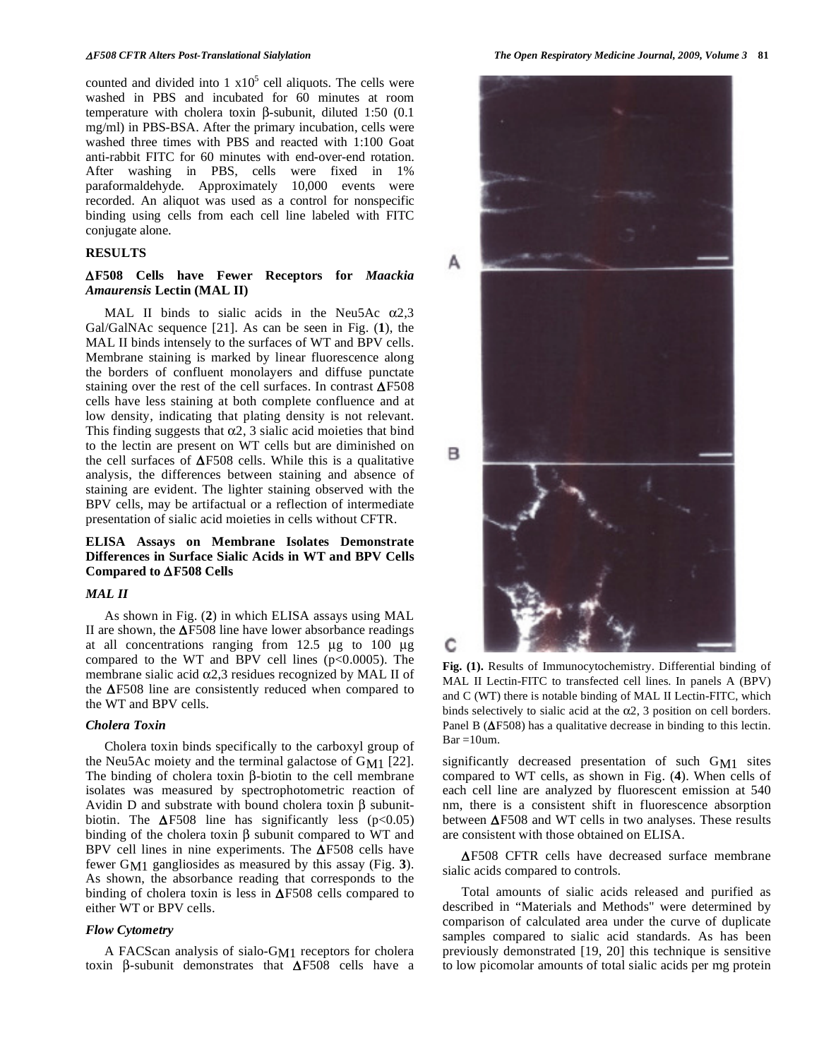counted and divided into 1 x$10^5$ cell aliquots. The cells were washed in PBS and incubated for 60 minutes at room temperature with cholera toxin β-subunit, diluted 1:50 (0.1 mg/ml) in PBS-BSA. After the primary incubation, cells were washed three times with PBS and reacted with 1:100 Goat anti-rabbit FITC for 60 minutes with end-over-end rotation. After washing in PBS, cells were fixed in 1% paraformaldehyde. Approximately 10,000 events were recorded. An aliquot was used as a control for nonspecific binding using cells from each cell line labeled with FITC conjugate alone.

## RESULTS

### ΔF508 Cells have Fewer Receptors for *Maackia Amaurensis* Lectin (MAL II)

MAL II binds to sialic acids in the Neu5Ac α2,3 Gal/GalNAc sequence [21]. As can be seen in Fig. (**1**), the MAL II binds intensely to the surfaces of WT and BPV cells. Membrane staining is marked by linear fluorescence along the borders of confluent monolayers and diffuse punctate staining over the rest of the cell surfaces. In contrast ΔF508 cells have less staining at both complete confluence and at low density, indicating that plating density is not relevant. This finding suggests that α2, 3 sialic acid moieties that bind to the lectin are present on WT cells but are diminished on the cell surfaces of ΔF508 cells. While this is a qualitative analysis, the differences between staining and absence of staining are evident. The lighter staining observed with the BPV cells, may be artifactual or a reflection of intermediate presentation of sialic acid moieties in cells without CFTR.

### ELISA Assays on Membrane Isolates Demonstrate Differences in Surface Sialic Acids in WT and BPV Cells Compared to ΔF508 Cells

#### *MAL II*

As shown in Fig. (**2**) in which ELISA assays using MAL II are shown, the ΔF508 line have lower absorbance readings at all concentrations ranging from 12.5 μg to 100 μg compared to the WT and BPV cell lines ($p<0.0005$). The membrane sialic acid α2,3 residues recognized by MAL II of the ΔF508 line are consistently reduced when compared to the WT and BPV cells.

#### *Cholera Toxin*

Cholera toxin binds specifically to the carboxyl group of the Neu5Ac moiety and the terminal galactose of $G_{M1}$ [22]. The binding of cholera toxin β-biotin to the cell membrane isolates was measured by spectrophotometric reaction of Avidin D and substrate with bound cholera toxin β subunit-biotin. The ΔF508 line has significantly less ($p<0.05$) binding of the cholera toxin β subunit compared to WT and BPV cell lines in nine experiments. The ΔF508 cells have fewer $G_{M1}$ gangliosides as measured by this assay (Fig. **3**). As shown, the absorbance reading that corresponds to the binding of cholera toxin is less in ΔF508 cells compared to either WT or BPV cells.

#### *Flow Cytometry*

A FACScan analysis of sialo-$G_{M1}$ receptors for cholera toxin β-subunit demonstrates that ΔF508 cells have a significantly decreased presentation of such $G_{M1}$ sites compared to WT cells, as shown in Fig. (**4**). When cells of each cell line are analyzed by fluorescent emission at 540 nm, there is a consistent shift in fluorescence absorption between ΔF508 and WT cells in two analyses. These results are consistent with those obtained on ELISA.

**Fig. (1).** Results of Immunocytochemistry. Differential binding of MAL II Lectin-FITC to transfected cell lines. In panels A (BPV) and C (WT) there is notable binding of MAL II Lectin-FITC, which binds selectively to sialic acid at the α2, 3 position on cell borders. Panel B (ΔF508) has a qualitative decrease in binding to this lectin. Bar =10um.

ΔF508 CFTR cells have decreased surface membrane sialic acids compared to controls.

Total amounts of sialic acids released and purified as described in "Materials and Methods" were determined by comparison of calculated area under the curve of duplicate samples compared to sialic acid standards. As has been previously demonstrated [19, 20] this technique is sensitive to low picomolar amounts of total sialic acids per mg protein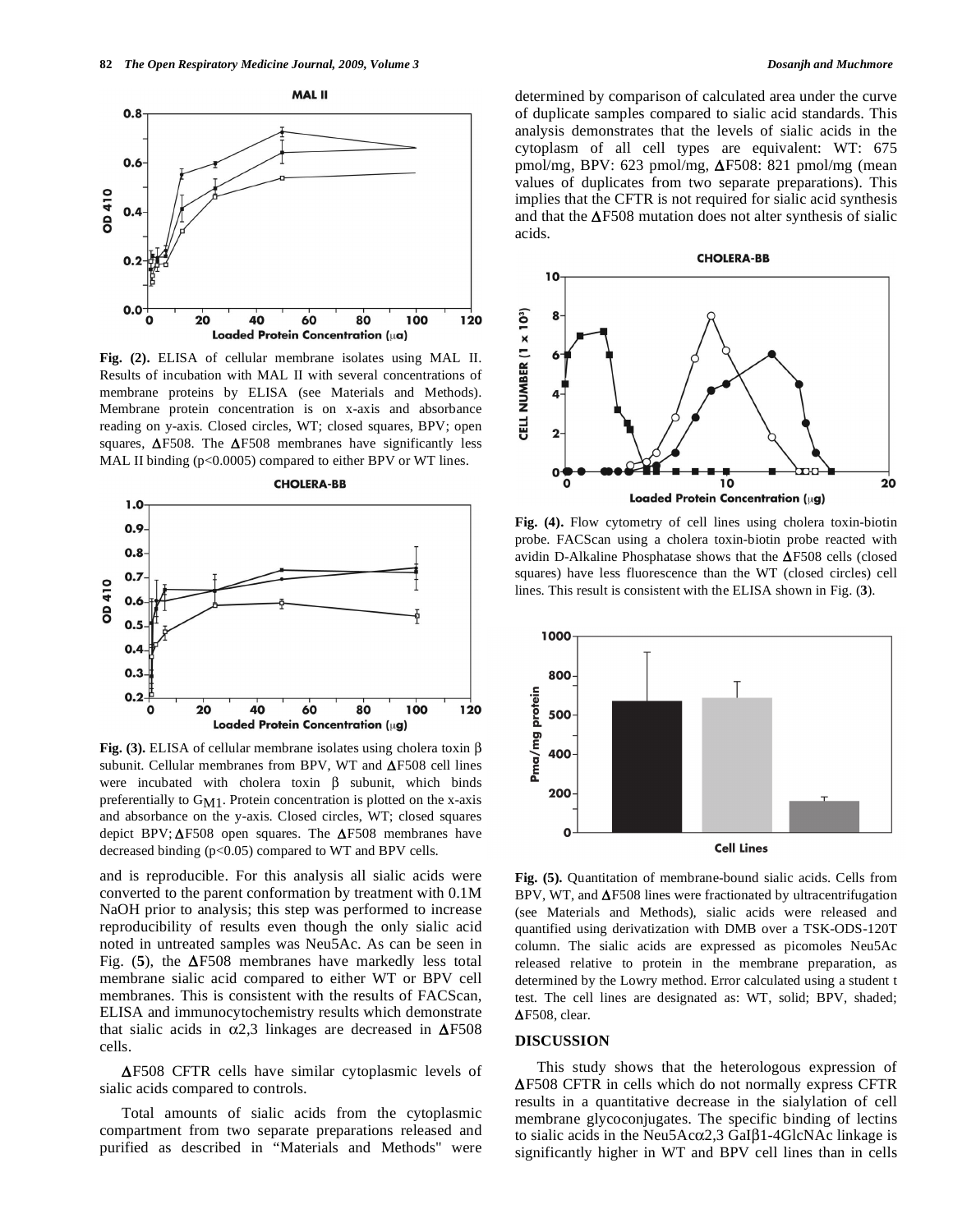Fig. (2). ELISA of cellular membrane isolates using MAL II. Results of incubation with MAL II with several concentrations of membrane proteins by ELISA (see Materials and Methods). Membrane protein concentration is on x-axis and absorbance reading on y-axis. Closed circles, WT; closed squares, BPV; open squares, ΔF508. The ΔF508 membranes have significantly less MAL II binding ($p<0.0005$) compared to either BPV or WT lines.

Fig. (3). ELISA of cellular membrane isolates using cholera toxin β subunit. Cellular membranes from BPV, WT and ΔF508 cell lines were incubated with cholera toxin β subunit, which binds preferentially to $G_{M1}$. Protein concentration is plotted on the x-axis and absorbance on the y-axis. Closed circles, WT; closed squares depict BPV; ΔF508 open squares. The ΔF508 membranes have decreased binding ($p<0.05$) compared to WT and BPV cells.

and is reproducible. For this analysis all sialic acids were converted to the parent conformation by treatment with 0.1M NaOH prior to analysis; this step was performed to increase reproducibility of results even though the only sialic acid noted in untreated samples was Neu5Ac. As can be seen in Fig. (**5**), the ΔF508 membranes have markedly less total membrane sialic acid compared to either WT or BPV cell membranes. This is consistent with the results of FACScan, ELISA and immunocytochemistry results which demonstrate that sialic acids in α2,3 linkages are decreased in ΔF508 cells.

ΔF508 CFTR cells have similar cytoplasmic levels of sialic acids compared to controls.

Total amounts of sialic acids from the cytoplasmic compartment from two separate preparations released and purified as described in "Materials and Methods" were determined by comparison of calculated area under the curve of duplicate samples compared to sialic acid standards. This analysis demonstrates that the levels of sialic acids in the cytoplasm of all cell types are equivalent: WT: 675 pmol/mg, BPV: 623 pmol/mg, ΔF508: 821 pmol/mg (mean values of duplicates from two separate preparations). This implies that the CFTR is not required for sialic acid synthesis and that the ΔF508 mutation does not alter synthesis of sialic acids.

Fig. (4). Flow cytometry of cell lines using cholera toxin-biotin probe. FACScan using a cholera toxin-biotin probe reacted with avidin D-Alkaline Phosphatase shows that the ΔF508 cells (closed squares) have less fluorescence than the WT (closed circles) cell lines. This result is consistent with the ELISA shown in Fig. (**3**).

Fig. (5). Quantitation of membrane-bound sialic acids. Cells from BPV, WT, and ΔF508 lines were fractionated by ultracentrifugation (see Materials and Methods), sialic acids were released and quantified using derivatization with DMB over a TSK-ODS-120T column. The sialic acids are expressed as picomoles Neu5Ac released relative to protein in the membrane preparation, as determined by the Lowry method. Error calculated using a student t test. The cell lines are designated as: WT, solid; BPV, shaded; ΔF508, clear.

## DISCUSSION

This study shows that the heterologous expression of ΔF508 CFTR in cells which do not normally express CFTR results in a quantitative decrease in the sialylation of cell membrane glycoconjugates. The specific binding of lectins to sialic acids in the Neu5Acα2,3 Galβ1-4GlcNAc linkage is significantly higher in WT and BPV cell lines than in cells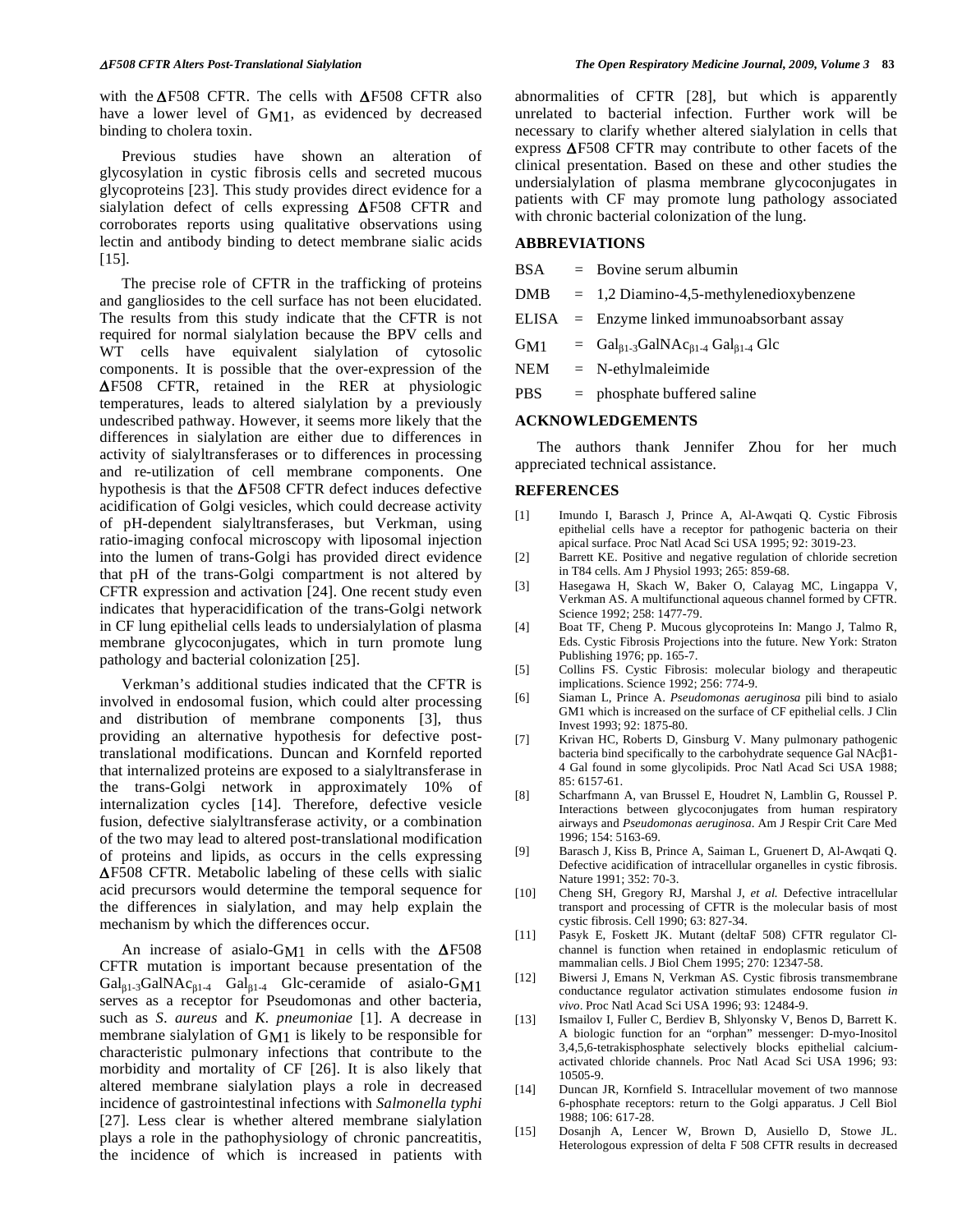with the ΔF508 CFTR. The cells with ΔF508 CFTR also have a lower level of $G_{M1}$, as evidenced by decreased binding to cholera toxin.

Previous studies have shown an alteration of glycosylation in cystic fibrosis cells and secreted mucous glycoproteins [23]. This study provides direct evidence for a sialylation defect of cells expressing ΔF508 CFTR and corroborates reports using qualitative observations using lectin and antibody binding to detect membrane sialic acids [15].

The precise role of CFTR in the trafficking of proteins and gangliosides to the cell surface has not been elucidated. The results from this study indicate that the CFTR is not required for normal sialylation because the BPV cells and WT cells have equivalent sialylation of cytosolic components. It is possible that the over-expression of the ΔF508 CFTR, retained in the RER at physiologic temperatures, leads to altered sialylation by a previously undescribed pathway. However, it seems more likely that the differences in sialylation are either due to differences in activity of sialyltransferases or to differences in processing and re-utilization of cell membrane components. One hypothesis is that the ΔF508 CFTR defect induces defective acidification of Golgi vesicles, which could decrease activity of pH-dependent sialyltransferases, but Verkman, using ratio-imaging confocal microscopy with liposomal injection into the lumen of trans-Golgi has provided direct evidence that pH of the trans-Golgi compartment is not altered by CFTR expression and activation [24]. One recent study even indicates that hyperacidification of the trans-Golgi network in CF lung epithelial cells leads to undersialylation of plasma membrane glycoconjugates, which in turn promote lung pathology and bacterial colonization [25].

Verkman's additional studies indicated that the CFTR is involved in endosomal fusion, which could alter processing and distribution of membrane components [3], thus providing an alternative hypothesis for defective post-translational modifications. Duncan and Kornfeld reported that internalized proteins are exposed to a sialyltransferase in the trans-Golgi network in approximately 10% of internalization cycles [14]. Therefore, defective vesicle fusion, defective sialyltransferase activity, or a combination of the two may lead to altered post-translational modification of proteins and lipids, as occurs in the cells expressing ΔF508 CFTR. Metabolic labeling of these cells with sialic acid precursors would determine the temporal sequence for the differences in sialylation, and may help explain the mechanism by which the differences occur.

An increase of asialo-$G_{M1}$ in cells with the ΔF508 CFTR mutation is important because presentation of the $Gal_{\beta 1\text{-}3}GalNAc_{\beta 1\text{-}4}$ $Gal_{\beta 1\text{-}4}$ Glc-ceramide of asialo-$G_{M1}$ serves as a receptor for Pseudomonas and other bacteria, such as *S. aureus* and *K. pneumoniae* [1]. A decrease in membrane sialylation of $G_{M1}$ is likely to be responsible for characteristic pulmonary infections that contribute to the morbidity and mortality of CF [26]. It is also likely that altered membrane sialylation plays a role in decreased incidence of gastrointestinal infections with *Salmonella typhi* [27]. Less clear is whether altered membrane sialylation plays a role in the pathophysiology of chronic pancreatitis, the incidence of which is increased in patients with abnormalities of CFTR [28], but which is apparently unrelated to bacterial infection. Further work will be necessary to clarify whether altered sialylation in cells that express ΔF508 CFTR may contribute to other facets of the clinical presentation. Based on these and other studies the undersialylation of plasma membrane glycoconjugates in patients with CF may promote lung pathology associated with chronic bacterial colonization of the lung.

## ABBREVIATIONS

BSA = Bovine serum albumin

DMB = 1,2 Diamino-4,5-methylenedioxybenzene

ELISA = Enzyme linked immunoabsorbant assay

$G_{M1}$ = $Gal_{\beta 1\text{-}3}GalNAc_{\beta 1\text{-}4}$ $Gal_{\beta 1\text{-}4}$ Glc

NEM = N-ethylmaleimide

PBS = phosphate buffered saline

## ACKNOWLEDGEMENTS

The authors thank Jennifer Zhou for her much appreciated technical assistance.

## REFERENCES

[1] Imundo I, Barasch J, Prince A, Al-Awqati Q. Cystic Fibrosis epithelial cells have a receptor for pathogenic bacteria on their apical surface. Proc Natl Acad Sci USA 1995; 92: 3019-23.

[2] Barrett KE. Positive and negative regulation of chloride secretion in T84 cells. Am J Physiol 1993; 265: 859-68.

[3] Hasegawa H, Skach W, Baker O, Calayag MC, Lingappa V, Verkman AS. A multifunctional aqueous channel formed by CFTR. Science 1992; 258: 1477-79.

[4] Boat TF, Cheng P. Mucous glycoproteins In: Mango J, Talmo R, Eds. Cystic Fibrosis Projections into the future. New York: Straton Publishing 1976; pp. 165-7.

[5] Collins FS. Cystic Fibrosis: molecular biology and therapeutic implications. Science 1992; 256: 774-9.

[6] Siaman L, Prince A. *Pseudomonas aeruginosa* pili bind to asialo GM1 which is increased on the surface of CF epithelial cells. J Clin Invest 1993; 92: 1875-80.

[7] Krivan HC, Roberts D, Ginsburg V. Many pulmonary pathogenic bacteria bind specifically to the carbohydrate sequence Gal NAcβ1-4 Gal found in some glycolipids. Proc Natl Acad Sci USA 1988; 85: 6157-61.

[8] Scharfmann A, van Brussel E, Houdret N, Lamblin G, Roussel P. Interactions between glycoconjugates from human respiratory airways and *Pseudomonas aeruginosa*. Am J Respir Crit Care Med 1996; 154: 5163-69.

[9] Barasch J, Kiss B, Prince A, Saiman L, Gruenert D, Al-Awqati Q. Defective acidification of intracellular organelles in cystic fibrosis. Nature 1991; 352: 70-3.

[10] Cheng SH, Gregory RJ, Marshal J, *et al.* Defective intracellular transport and processing of CFTR is the molecular basis of most cystic fibrosis. Cell 1990; 63: 827-34.

[11] Pasyk E, Foskett JK. Mutant (deltaF 508) CFTR regulator Cl-channel is function when retained in endoplasmic reticulum of mammalian cells. J Biol Chem 1995; 270: 12347-58.

[12] Biwersi J, Emans N, Verkman AS. Cystic fibrosis transmembrane conductance regulator activation stimulates endosome fusion *in vivo*. Proc Natl Acad Sci USA 1996; 93: 12484-9.

[13] Ismailov I, Fuller C, Berdiev B, Shlyonsky V, Benos D, Barrett K. A biologic function for an "orphan" messenger: D-myo-Inositol 3,4,5,6-tetrakisphosphate selectively blocks epithelial calcium-activated chloride channels. Proc Natl Acad Sci USA 1996; 93: 10505-9.

[14] Duncan JR, Kornfeld S. Intracellular movement of two mannose 6-phosphate receptors: return to the Golgi apparatus. J Cell Biol 1988; 106: 617-28.

[15] Dosanjh A, Lencer W, Brown D, Ausiello D, Stowe JL. Heterologous expression of delta F 508 CFTR results in decreased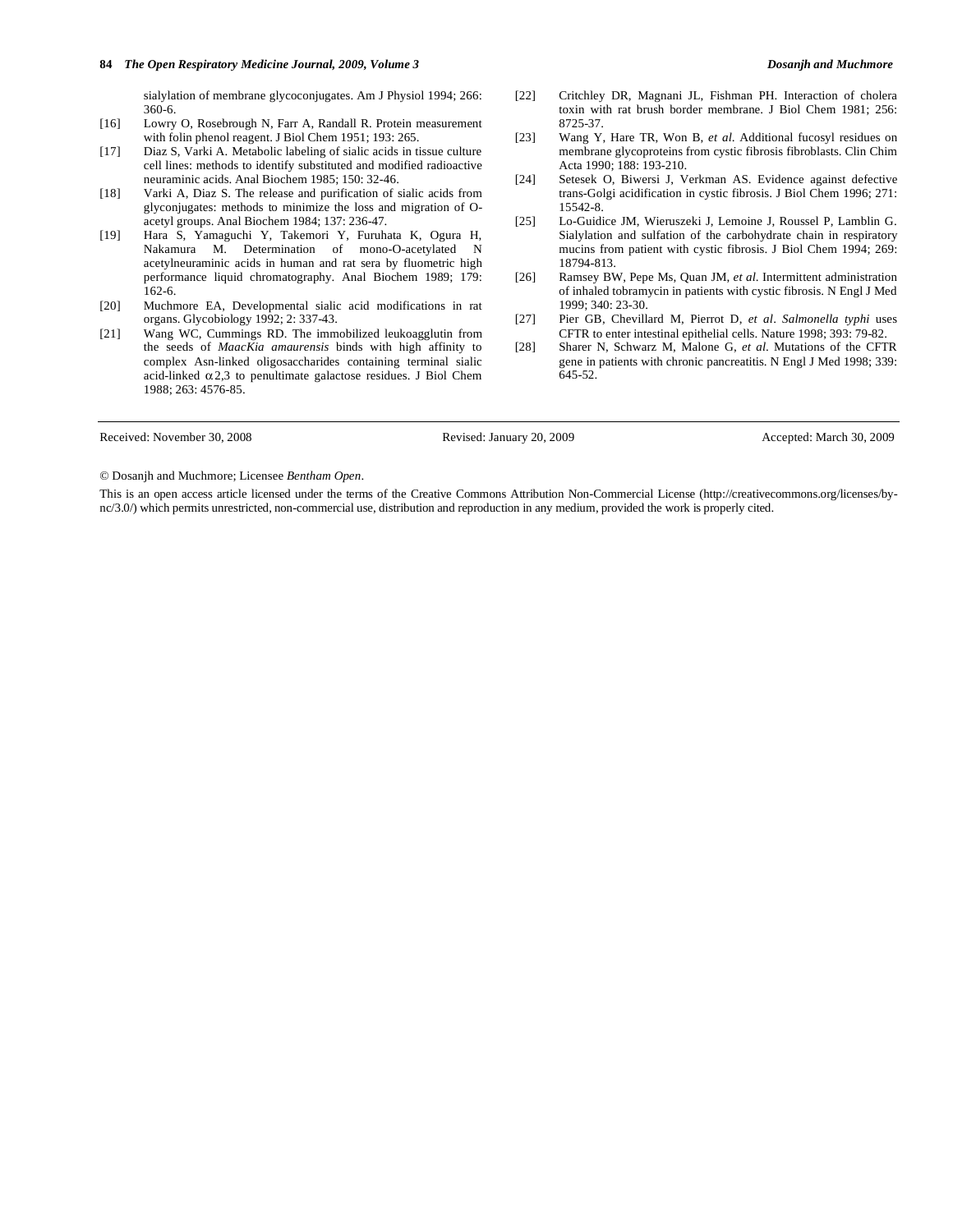sialylation of membrane glycoconjugates. Am J Physiol 1994; 266: 360-6.

[16] Lowry O, Rosebrough N, Farr A, Randall R. Protein measurement with folin phenol reagent. J Biol Chem 1951; 193: 265.

[17] Diaz S, Varki A. Metabolic labeling of sialic acids in tissue culture cell lines: methods to identify substituted and modified radioactive neuraminic acids. Anal Biochem 1985; 150: 32-46.

[18] Varki A, Diaz S. The release and purification of sialic acids from glyconjugates: methods to minimize the loss and migration of O-acetyl groups. Anal Biochem 1984; 137: 236-47.

[19] Hara S, Yamaguchi Y, Takemori Y, Furuhata K, Ogura H, Nakamura M. Determination of mono-O-acetylated N acetylneuraminic acids in human and rat sera by fluometric high performance liquid chromatography. Anal Biochem 1989; 179: 162-6.

[20] Muchmore EA, Developmental sialic acid modifications in rat organs. Glycobiology 1992; 2: 337-43.

[21] Wang WC, Cummings RD. The immobilized leukoagglutin from the seeds of *MaacKia amaurensis* binds with high affinity to complex Asn-linked oligosaccharides containing terminal sialic acid-linked $\alpha$2,3 to penultimate galactose residues. J Biol Chem 1988; 263: 4576-85.

[22] Critchley DR, Magnani JL, Fishman PH. Interaction of cholera toxin with rat brush border membrane. J Biol Chem 1981; 256: 8725-37.

[23] Wang Y, Hare TR, Won B, *et al*. Additional fucosyl residues on membrane glycoproteins from cystic fibrosis fibroblasts. Clin Chim Acta 1990; 188: 193-210.

[24] Setesek O, Biwersi J, Verkman AS. Evidence against defective trans-Golgi acidification in cystic fibrosis. J Biol Chem 1996; 271: 15542-8.

[25] Lo-Guidice JM, Wieruszeki J, Lemoine J, Roussel P, Lamblin G. Sialylation and sulfation of the carbohydrate chain in respiratory mucins from patient with cystic fibrosis. J Biol Chem 1994; 269: 18794-813.

[26] Ramsey BW, Pepe Ms, Quan JM, *et al*. Intermittent administration of inhaled tobramycin in patients with cystic fibrosis. N Engl J Med 1999; 340: 23-30.

[27] Pier GB, Chevillard M, Pierrot D, *et al*. *Salmonella typhi* uses CFTR to enter intestinal epithelial cells. Nature 1998; 393: 79-82.

[28] Sharer N, Schwarz M, Malone G, *et al*. Mutations of the CFTR gene in patients with chronic pancreatitis. N Engl J Med 1998; 339: 645-52.

Received: November 30, 2008 Revised: January 20, 2009 Accepted: March 30, 2009

© Dosanjh and Muchmore; Licensee *Bentham Open*.

This is an open access article licensed under the terms of the Creative Commons Attribution Non-Commercial License (http://creativecommons.org/licenses/by-nc/3.0/) which permits unrestricted, non-commercial use, distribution and reproduction in any medium, provided the work is properly cited.